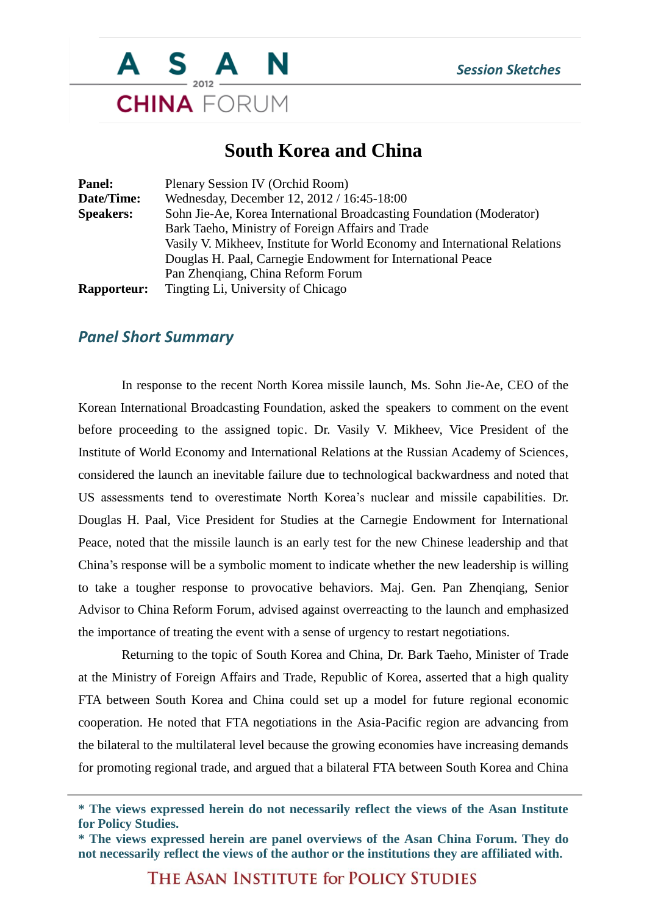# South Korea and China

**Panel:** Plenary Session IV (Orchid Room)
**Date/Time:** Wednesday, December 12, 2012 / 16:45-18:00
**Speakers:** Sohn Jie-Ae, Korea International Broadcasting Foundation (Moderator)
Bark Taeho, Ministry of Foreign Affairs and Trade
Vasily V. Mikheev, Institute for World Economy and International Relations
Douglas H. Paal, Carnegie Endowment for International Peace
Pan Zhenqiang, China Reform Forum
**Rapporteur:** Tingting Li, University of Chicago

## *Panel Short Summary*

In response to the recent North Korea missile launch, Ms. Sohn Jie-Ae, CEO of the Korean International Broadcasting Foundation, asked the speakers to comment on the event before proceeding to the assigned topic. Dr. Vasily V. Mikheev, Vice President of the Institute of World Economy and International Relations at the Russian Academy of Sciences, considered the launch an inevitable failure due to technological backwardness and noted that US assessments tend to overestimate North Korea's nuclear and missile capabilities. Dr. Douglas H. Paal, Vice President for Studies at the Carnegie Endowment for International Peace, noted that the missile launch is an early test for the new Chinese leadership and that China's response will be a symbolic moment to indicate whether the new leadership is willing to take a tougher response to provocative behaviors. Maj. Gen. Pan Zhenqiang, Senior Advisor to China Reform Forum, advised against overreacting to the launch and emphasized the importance of treating the event with a sense of urgency to restart negotiations.

Returning to the topic of South Korea and China, Dr. Bark Taeho, Minister of Trade at the Ministry of Foreign Affairs and Trade, Republic of Korea, asserted that a high quality FTA between South Korea and China could set up a model for future regional economic cooperation. He noted that FTA negotiations in the Asia-Pacific region are advancing from the bilateral to the multilateral level because the growing economies have increasing demands for promoting regional trade, and argued that a bilateral FTA between South Korea and China

---

**\* The views expressed herein do not necessarily reflect the views of the Asan Institute for Policy Studies.**
**\* The views expressed herein are panel overviews of the Asan China Forum. They do not necessarily reflect the views of the author or the institutions they are affiliated with.**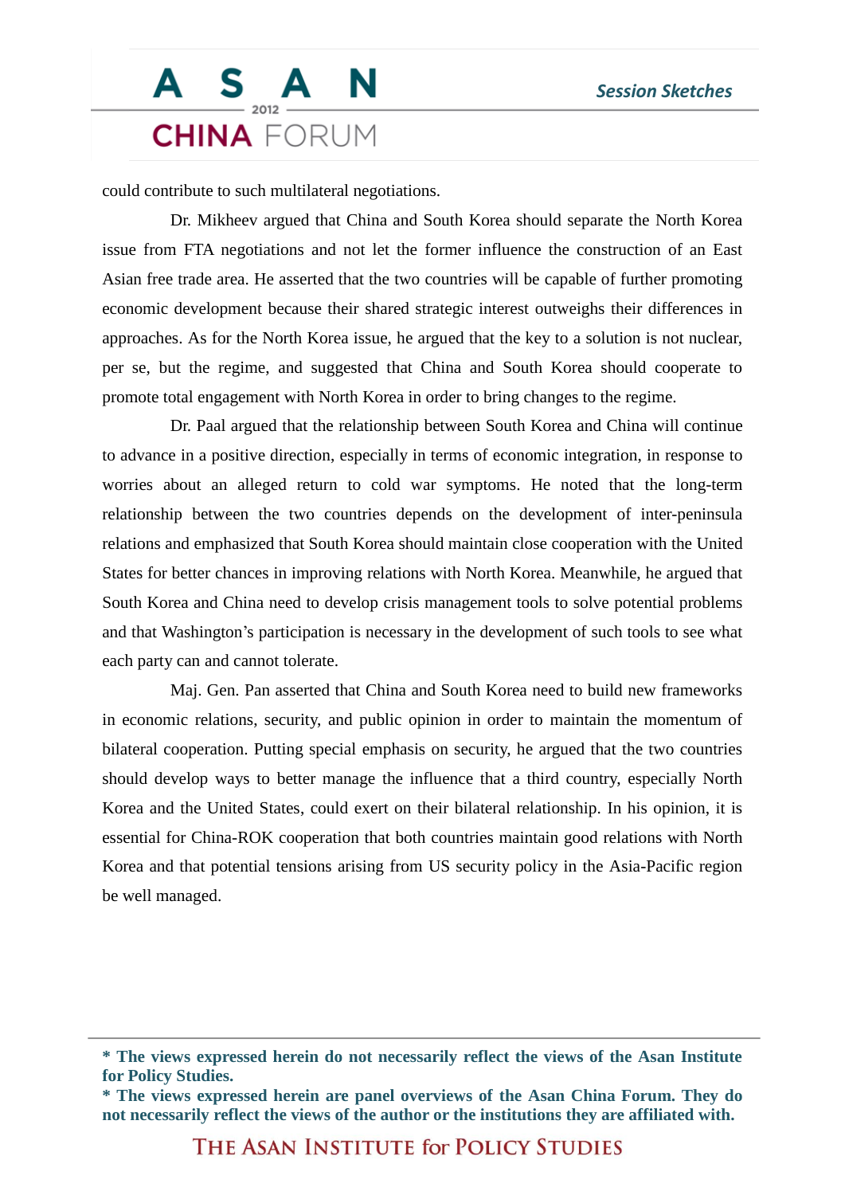could contribute to such multilateral negotiations.

Dr. Mikheev argued that China and South Korea should separate the North Korea issue from FTA negotiations and not let the former influence the construction of an East Asian free trade area. He asserted that the two countries will be capable of further promoting economic development because their shared strategic interest outweighs their differences in approaches. As for the North Korea issue, he argued that the key to a solution is not nuclear, per se, but the regime, and suggested that China and South Korea should cooperate to promote total engagement with North Korea in order to bring changes to the regime.

Dr. Paal argued that the relationship between South Korea and China will continue to advance in a positive direction, especially in terms of economic integration, in response to worries about an alleged return to cold war symptoms. He noted that the long-term relationship between the two countries depends on the development of inter-peninsula relations and emphasized that South Korea should maintain close cooperation with the United States for better chances in improving relations with North Korea. Meanwhile, he argued that South Korea and China need to develop crisis management tools to solve potential problems and that Washington's participation is necessary in the development of such tools to see what each party can and cannot tolerate.

Maj. Gen. Pan asserted that China and South Korea need to build new frameworks in economic relations, security, and public opinion in order to maintain the momentum of bilateral cooperation. Putting special emphasis on security, he argued that the two countries should develop ways to better manage the influence that a third country, especially North Korea and the United States, could exert on their bilateral relationship. In his opinion, it is essential for China-ROK cooperation that both countries maintain good relations with North Korea and that potential tensions arising from US security policy in the Asia-Pacific region be well managed.

**\* The views expressed herein do not necessarily reflect the views of the Asan Institute for Policy Studies.**
**\* The views expressed herein are panel overviews of the Asan China Forum. They do not necessarily reflect the views of the author or the institutions they are affiliated with.**